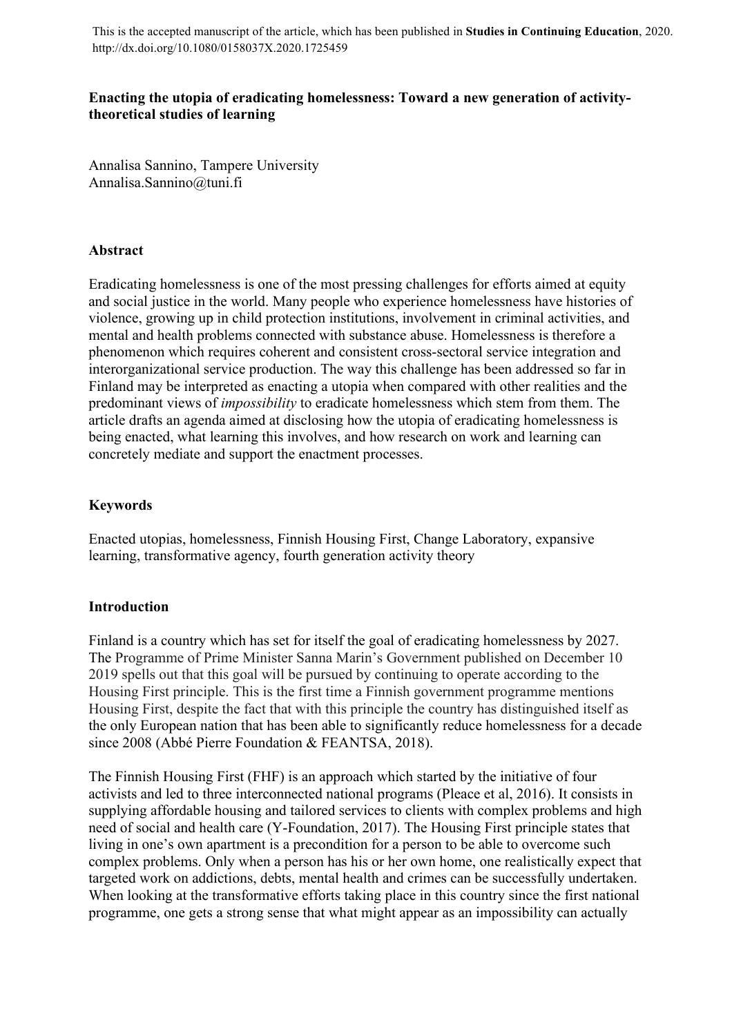This is the accepted manuscript of the article, which has been published in **Studies in Continuing Education**, 2020. http://dx.doi.org/10.1080/0158037X.2020.1725459

# Enacting the utopia of eradicating homelessness: Toward a new generation of activity-theoretical studies of learning

Annalisa Sannino, Tampere University
Annalisa.Sannino@tuni.fi

## Abstract

Eradicating homelessness is one of the most pressing challenges for efforts aimed at equity and social justice in the world. Many people who experience homelessness have histories of violence, growing up in child protection institutions, involvement in criminal activities, and mental and health problems connected with substance abuse. Homelessness is therefore a phenomenon which requires coherent and consistent cross-sectoral service integration and interorganizational service production. The way this challenge has been addressed so far in Finland may be interpreted as enacting a utopia when compared with other realities and the predominant views of *impossibility* to eradicate homelessness which stem from them. The article drafts an agenda aimed at disclosing how the utopia of eradicating homelessness is being enacted, what learning this involves, and how research on work and learning can concretely mediate and support the enactment processes.

## Keywords

Enacted utopias, homelessness, Finnish Housing First, Change Laboratory, expansive learning, transformative agency, fourth generation activity theory

## Introduction

Finland is a country which has set for itself the goal of eradicating homelessness by 2027. The Programme of Prime Minister Sanna Marin's Government published on December 10 2019 spells out that this goal will be pursued by continuing to operate according to the Housing First principle. This is the first time a Finnish government programme mentions Housing First, despite the fact that with this principle the country has distinguished itself as the only European nation that has been able to significantly reduce homelessness for a decade since 2008 (Abbé Pierre Foundation & FEANTSA, 2018).

The Finnish Housing First (FHF) is an approach which started by the initiative of four activists and led to three interconnected national programs (Pleace et al, 2016). It consists in supplying affordable housing and tailored services to clients with complex problems and high need of social and health care (Y-Foundation, 2017). The Housing First principle states that living in one's own apartment is a precondition for a person to be able to overcome such complex problems. Only when a person has his or her own home, one realistically expect that targeted work on addictions, debts, mental health and crimes can be successfully undertaken. When looking at the transformative efforts taking place in this country since the first national programme, one gets a strong sense that what might appear as an impossibility can actually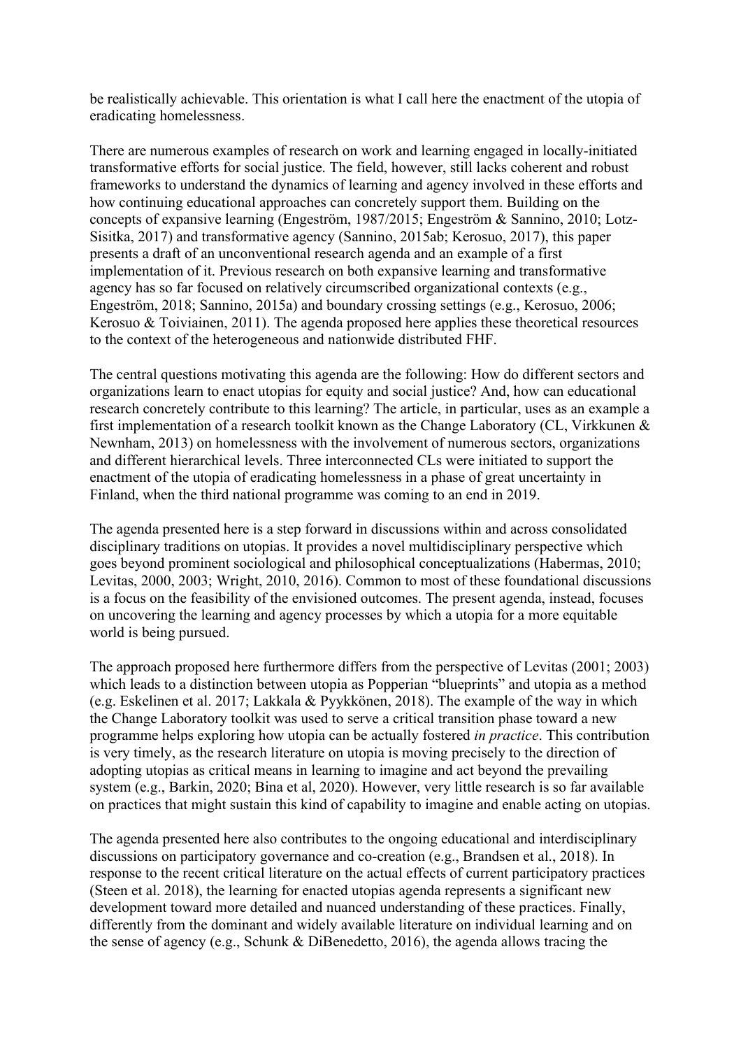be realistically achievable. This orientation is what I call here the enactment of the utopia of eradicating homelessness.

There are numerous examples of research on work and learning engaged in locally-initiated transformative efforts for social justice. The field, however, still lacks coherent and robust frameworks to understand the dynamics of learning and agency involved in these efforts and how continuing educational approaches can concretely support them. Building on the concepts of expansive learning (Engeström, 1987/2015; Engeström & Sannino, 2010; Lotz-Sisitka, 2017) and transformative agency (Sannino, 2015ab; Kerosuo, 2017), this paper presents a draft of an unconventional research agenda and an example of a first implementation of it. Previous research on both expansive learning and transformative agency has so far focused on relatively circumscribed organizational contexts (e.g., Engeström, 2018; Sannino, 2015a) and boundary crossing settings (e.g., Kerosuo, 2006; Kerosuo & Toiviainen, 2011). The agenda proposed here applies these theoretical resources to the context of the heterogeneous and nationwide distributed FHF.

The central questions motivating this agenda are the following: How do different sectors and organizations learn to enact utopias for equity and social justice? And, how can educational research concretely contribute to this learning? The article, in particular, uses as an example a first implementation of a research toolkit known as the Change Laboratory (CL, Virkkunen & Newnham, 2013) on homelessness with the involvement of numerous sectors, organizations and different hierarchical levels. Three interconnected CLs were initiated to support the enactment of the utopia of eradicating homelessness in a phase of great uncertainty in Finland, when the third national programme was coming to an end in 2019.

The agenda presented here is a step forward in discussions within and across consolidated disciplinary traditions on utopias. It provides a novel multidisciplinary perspective which goes beyond prominent sociological and philosophical conceptualizations (Habermas, 2010; Levitas, 2000, 2003; Wright, 2010, 2016). Common to most of these foundational discussions is a focus on the feasibility of the envisioned outcomes. The present agenda, instead, focuses on uncovering the learning and agency processes by which a utopia for a more equitable world is being pursued.

The approach proposed here furthermore differs from the perspective of Levitas (2001; 2003) which leads to a distinction between utopia as Popperian "blueprints" and utopia as a method (e.g. Eskelinen et al. 2017; Lakkala & Pyykkönen, 2018). The example of the way in which the Change Laboratory toolkit was used to serve a critical transition phase toward a new programme helps exploring how utopia can be actually fostered *in practice*. This contribution is very timely, as the research literature on utopia is moving precisely to the direction of adopting utopias as critical means in learning to imagine and act beyond the prevailing system (e.g., Barkin, 2020; Bina et al, 2020). However, very little research is so far available on practices that might sustain this kind of capability to imagine and enable acting on utopias.

The agenda presented here also contributes to the ongoing educational and interdisciplinary discussions on participatory governance and co-creation (e.g., Brandsen et al., 2018). In response to the recent critical literature on the actual effects of current participatory practices (Steen et al. 2018), the learning for enacted utopias agenda represents a significant new development toward more detailed and nuanced understanding of these practices. Finally, differently from the dominant and widely available literature on individual learning and on the sense of agency (e.g., Schunk & DiBenedetto, 2016), the agenda allows tracing the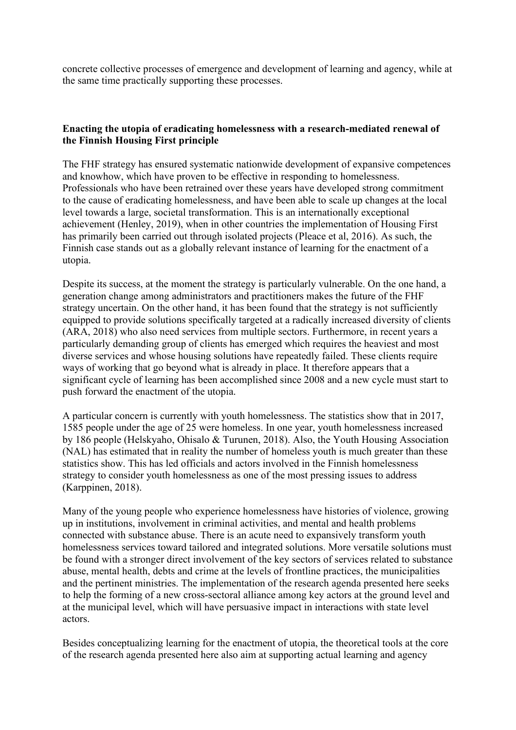concrete collective processes of emergence and development of learning and agency, while at the same time practically supporting these processes.

## Enacting the utopia of eradicating homelessness with a research-mediated renewal of the Finnish Housing First principle

The FHF strategy has ensured systematic nationwide development of expansive competences and knowhow, which have proven to be effective in responding to homelessness. Professionals who have been retrained over these years have developed strong commitment to the cause of eradicating homelessness, and have been able to scale up changes at the local level towards a large, societal transformation. This is an internationally exceptional achievement (Henley, 2019), when in other countries the implementation of Housing First has primarily been carried out through isolated projects (Pleace et al, 2016). As such, the Finnish case stands out as a globally relevant instance of learning for the enactment of a utopia.

Despite its success, at the moment the strategy is particularly vulnerable. On the one hand, a generation change among administrators and practitioners makes the future of the FHF strategy uncertain. On the other hand, it has been found that the strategy is not sufficiently equipped to provide solutions specifically targeted at a radically increased diversity of clients (ARA, 2018) who also need services from multiple sectors. Furthermore, in recent years a particularly demanding group of clients has emerged which requires the heaviest and most diverse services and whose housing solutions have repeatedly failed. These clients require ways of working that go beyond what is already in place. It therefore appears that a significant cycle of learning has been accomplished since 2008 and a new cycle must start to push forward the enactment of the utopia.

A particular concern is currently with youth homelessness. The statistics show that in 2017, 1585 people under the age of 25 were homeless. In one year, youth homelessness increased by 186 people (Helskyaho, Ohisalo & Turunen, 2018). Also, the Youth Housing Association (NAL) has estimated that in reality the number of homeless youth is much greater than these statistics show. This has led officials and actors involved in the Finnish homelessness strategy to consider youth homelessness as one of the most pressing issues to address (Karppinen, 2018).

Many of the young people who experience homelessness have histories of violence, growing up in institutions, involvement in criminal activities, and mental and health problems connected with substance abuse. There is an acute need to expansively transform youth homelessness services toward tailored and integrated solutions. More versatile solutions must be found with a stronger direct involvement of the key sectors of services related to substance abuse, mental health, debts and crime at the levels of frontline practices, the municipalities and the pertinent ministries. The implementation of the research agenda presented here seeks to help the forming of a new cross-sectoral alliance among key actors at the ground level and at the municipal level, which will have persuasive impact in interactions with state level actors.

Besides conceptualizing learning for the enactment of utopia, the theoretical tools at the core of the research agenda presented here also aim at supporting actual learning and agency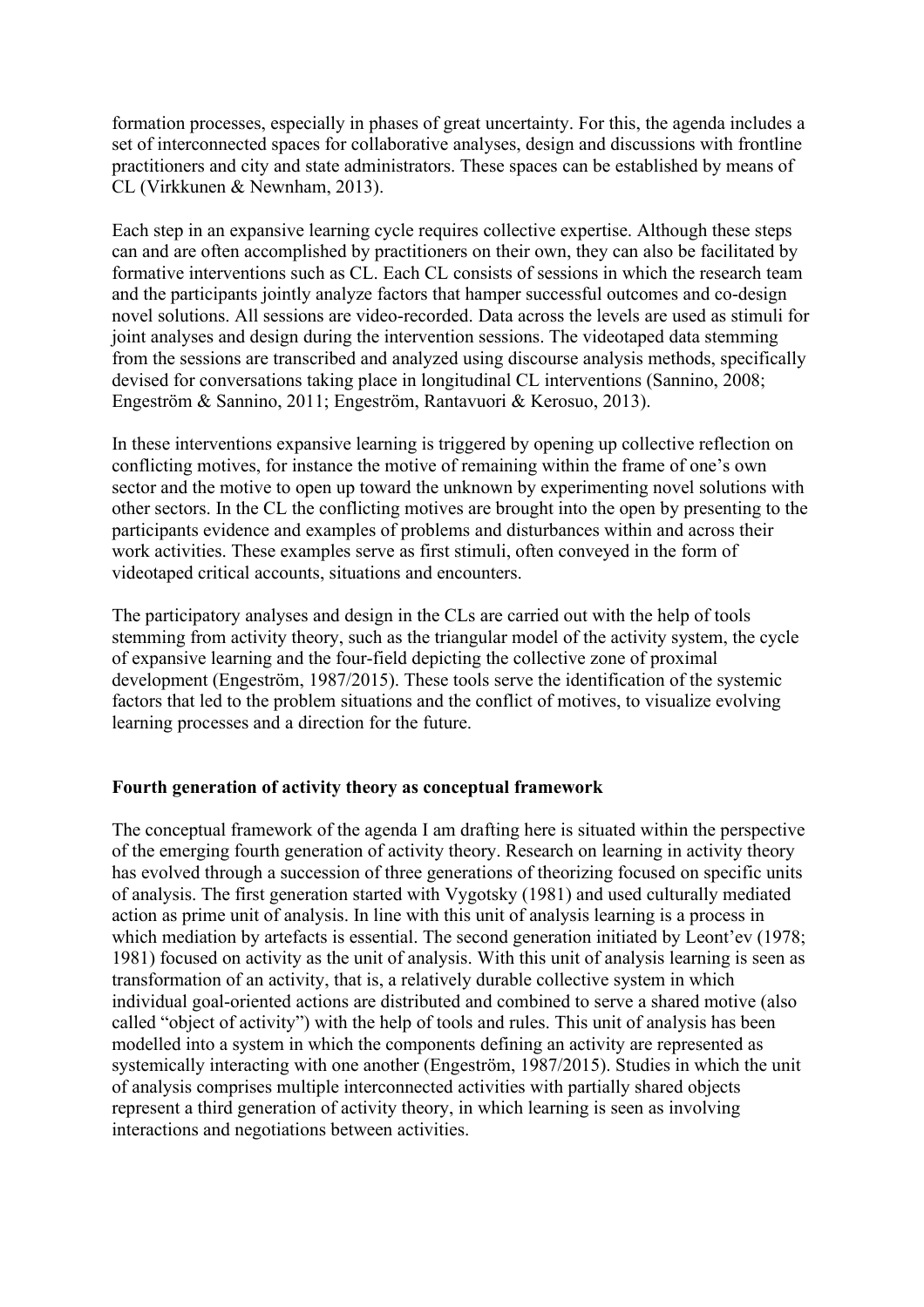formation processes, especially in phases of great uncertainty. For this, the agenda includes a set of interconnected spaces for collaborative analyses, design and discussions with frontline practitioners and city and state administrators. These spaces can be established by means of CL (Virkkunen & Newnham, 2013).

Each step in an expansive learning cycle requires collective expertise. Although these steps can and are often accomplished by practitioners on their own, they can also be facilitated by formative interventions such as CL. Each CL consists of sessions in which the research team and the participants jointly analyze factors that hamper successful outcomes and co-design novel solutions. All sessions are video-recorded. Data across the levels are used as stimuli for joint analyses and design during the intervention sessions. The videotaped data stemming from the sessions are transcribed and analyzed using discourse analysis methods, specifically devised for conversations taking place in longitudinal CL interventions (Sannino, 2008; Engeström & Sannino, 2011; Engeström, Rantavuori & Kerosuo, 2013).

In these interventions expansive learning is triggered by opening up collective reflection on conflicting motives, for instance the motive of remaining within the frame of one's own sector and the motive to open up toward the unknown by experimenting novel solutions with other sectors. In the CL the conflicting motives are brought into the open by presenting to the participants evidence and examples of problems and disturbances within and across their work activities. These examples serve as first stimuli, often conveyed in the form of videotaped critical accounts, situations and encounters.

The participatory analyses and design in the CLs are carried out with the help of tools stemming from activity theory, such as the triangular model of the activity system, the cycle of expansive learning and the four-field depicting the collective zone of proximal development (Engeström, 1987/2015). These tools serve the identification of the systemic factors that led to the problem situations and the conflict of motives, to visualize evolving learning processes and a direction for the future.

## Fourth generation of activity theory as conceptual framework

The conceptual framework of the agenda I am drafting here is situated within the perspective of the emerging fourth generation of activity theory. Research on learning in activity theory has evolved through a succession of three generations of theorizing focused on specific units of analysis. The first generation started with Vygotsky (1981) and used culturally mediated action as prime unit of analysis. In line with this unit of analysis learning is a process in which mediation by artefacts is essential. The second generation initiated by Leont'ev (1978; 1981) focused on activity as the unit of analysis. With this unit of analysis learning is seen as transformation of an activity, that is, a relatively durable collective system in which individual goal-oriented actions are distributed and combined to serve a shared motive (also called "object of activity") with the help of tools and rules. This unit of analysis has been modelled into a system in which the components defining an activity are represented as systemically interacting with one another (Engeström, 1987/2015). Studies in which the unit of analysis comprises multiple interconnected activities with partially shared objects represent a third generation of activity theory, in which learning is seen as involving interactions and negotiations between activities.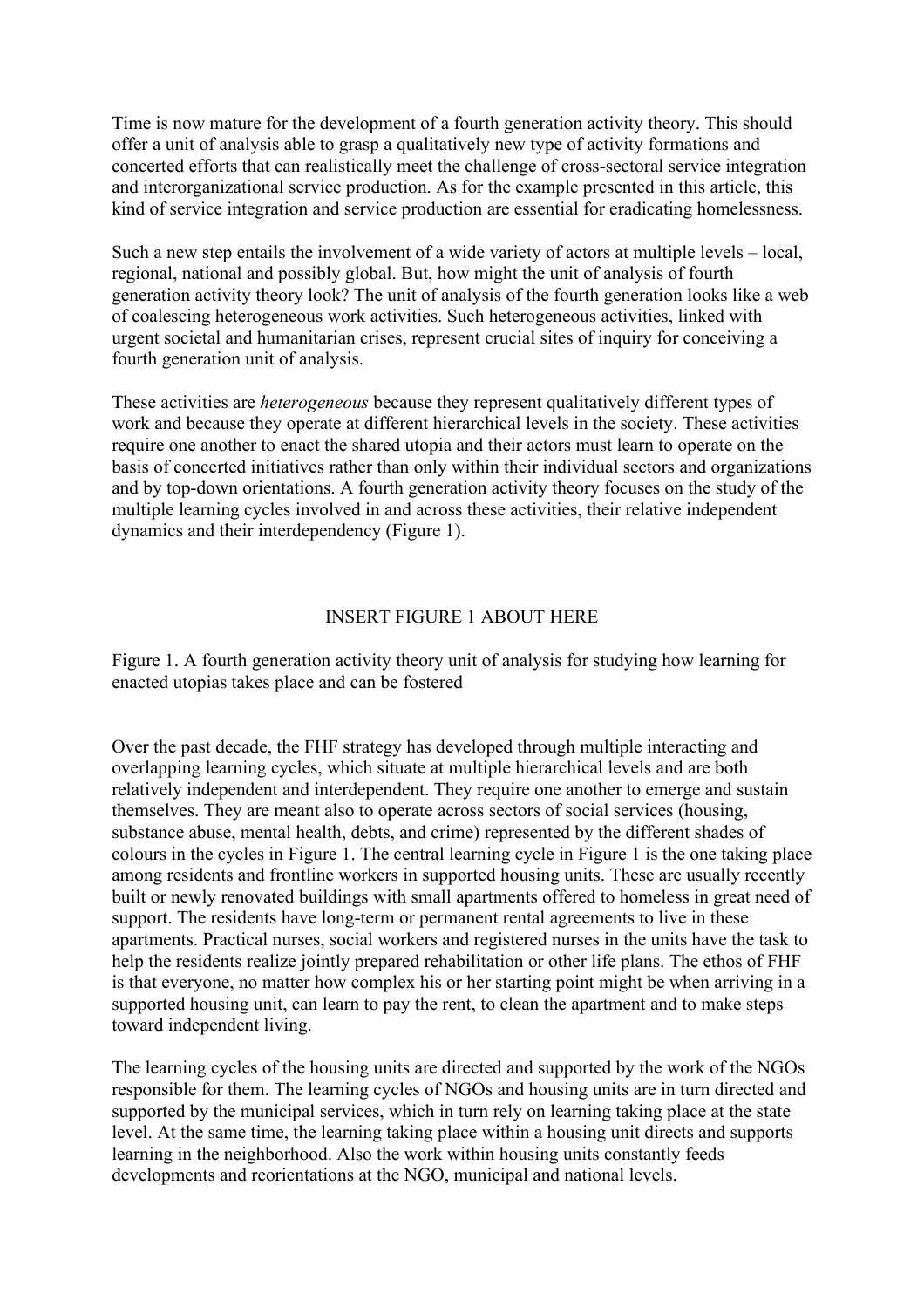Time is now mature for the development of a fourth generation activity theory. This should offer a unit of analysis able to grasp a qualitatively new type of activity formations and concerted efforts that can realistically meet the challenge of cross-sectoral service integration and interorganizational service production. As for the example presented in this article, this kind of service integration and service production are essential for eradicating homelessness.

Such a new step entails the involvement of a wide variety of actors at multiple levels – local, regional, national and possibly global. But, how might the unit of analysis of fourth generation activity theory look? The unit of analysis of the fourth generation looks like a web of coalescing heterogeneous work activities. Such heterogeneous activities, linked with urgent societal and humanitarian crises, represent crucial sites of inquiry for conceiving a fourth generation unit of analysis.

These activities are *heterogeneous* because they represent qualitatively different types of work and because they operate at different hierarchical levels in the society. These activities require one another to enact the shared utopia and their actors must learn to operate on the basis of concerted initiatives rather than only within their individual sectors and organizations and by top-down orientations. A fourth generation activity theory focuses on the study of the multiple learning cycles involved in and across these activities, their relative independent dynamics and their interdependency (Figure 1).

INSERT FIGURE 1 ABOUT HERE

Figure 1. A fourth generation activity theory unit of analysis for studying how learning for enacted utopias takes place and can be fostered

Over the past decade, the FHF strategy has developed through multiple interacting and overlapping learning cycles, which situate at multiple hierarchical levels and are both relatively independent and interdependent. They require one another to emerge and sustain themselves. They are meant also to operate across sectors of social services (housing, substance abuse, mental health, debts, and crime) represented by the different shades of colours in the cycles in Figure 1. The central learning cycle in Figure 1 is the one taking place among residents and frontline workers in supported housing units. These are usually recently built or newly renovated buildings with small apartments offered to homeless in great need of support. The residents have long-term or permanent rental agreements to live in these apartments. Practical nurses, social workers and registered nurses in the units have the task to help the residents realize jointly prepared rehabilitation or other life plans. The ethos of FHF is that everyone, no matter how complex his or her starting point might be when arriving in a supported housing unit, can learn to pay the rent, to clean the apartment and to make steps toward independent living.

The learning cycles of the housing units are directed and supported by the work of the NGOs responsible for them. The learning cycles of NGOs and housing units are in turn directed and supported by the municipal services, which in turn rely on learning taking place at the state level. At the same time, the learning taking place within a housing unit directs and supports learning in the neighborhood. Also the work within housing units constantly feeds developments and reorientations at the NGO, municipal and national levels.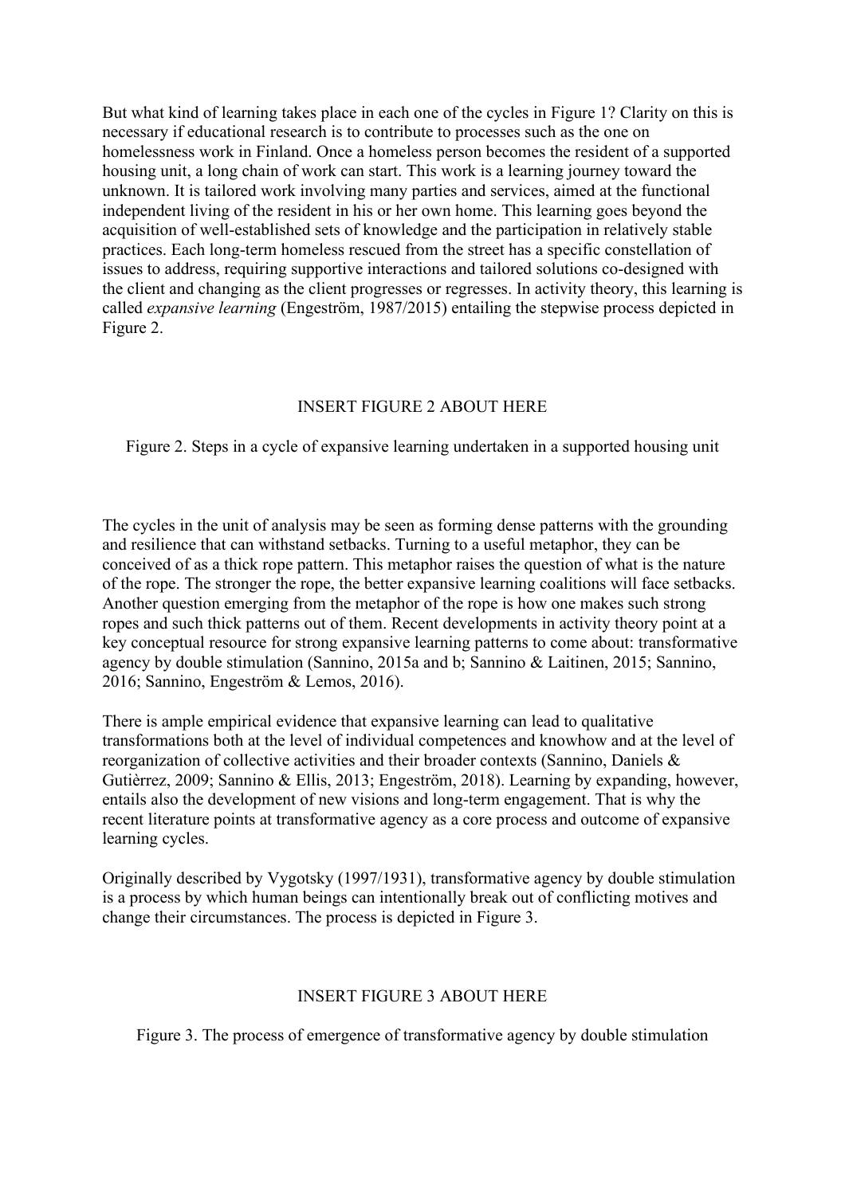But what kind of learning takes place in each one of the cycles in Figure 1? Clarity on this is necessary if educational research is to contribute to processes such as the one on homelessness work in Finland. Once a homeless person becomes the resident of a supported housing unit, a long chain of work can start. This work is a learning journey toward the unknown. It is tailored work involving many parties and services, aimed at the functional independent living of the resident in his or her own home. This learning goes beyond the acquisition of well-established sets of knowledge and the participation in relatively stable practices. Each long-term homeless rescued from the street has a specific constellation of issues to address, requiring supportive interactions and tailored solutions co-designed with the client and changing as the client progresses or regresses. In activity theory, this learning is called *expansive learning* (Engeström, 1987/2015) entailing the stepwise process depicted in Figure 2.

INSERT FIGURE 2 ABOUT HERE

Figure 2. Steps in a cycle of expansive learning undertaken in a supported housing unit

The cycles in the unit of analysis may be seen as forming dense patterns with the grounding and resilience that can withstand setbacks. Turning to a useful metaphor, they can be conceived of as a thick rope pattern. This metaphor raises the question of what is the nature of the rope. The stronger the rope, the better expansive learning coalitions will face setbacks. Another question emerging from the metaphor of the rope is how one makes such strong ropes and such thick patterns out of them. Recent developments in activity theory point at a key conceptual resource for strong expansive learning patterns to come about: transformative agency by double stimulation (Sannino, 2015a and b; Sannino & Laitinen, 2015; Sannino, 2016; Sannino, Engeström & Lemos, 2016).

There is ample empirical evidence that expansive learning can lead to qualitative transformations both at the level of individual competences and knowhow and at the level of reorganization of collective activities and their broader contexts (Sannino, Daniels & Gutièrrez, 2009; Sannino & Ellis, 2013; Engeström, 2018). Learning by expanding, however, entails also the development of new visions and long-term engagement. That is why the recent literature points at transformative agency as a core process and outcome of expansive learning cycles.

Originally described by Vygotsky (1997/1931), transformative agency by double stimulation is a process by which human beings can intentionally break out of conflicting motives and change their circumstances. The process is depicted in Figure 3.

INSERT FIGURE 3 ABOUT HERE

Figure 3. The process of emergence of transformative agency by double stimulation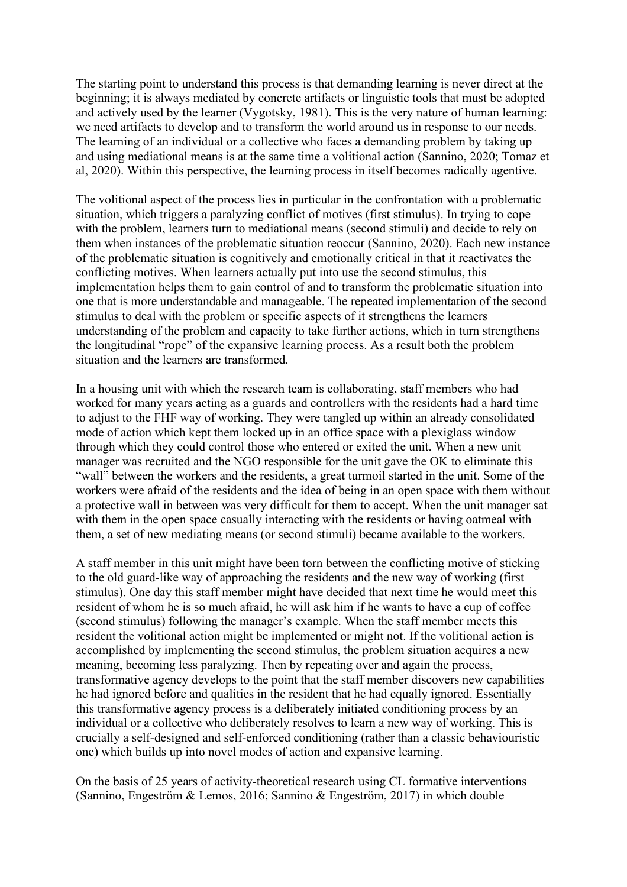The starting point to understand this process is that demanding learning is never direct at the beginning; it is always mediated by concrete artifacts or linguistic tools that must be adopted and actively used by the learner (Vygotsky, 1981). This is the very nature of human learning: we need artifacts to develop and to transform the world around us in response to our needs. The learning of an individual or a collective who faces a demanding problem by taking up and using mediational means is at the same time a volitional action (Sannino, 2020; Tomaz et al, 2020). Within this perspective, the learning process in itself becomes radically agentive.

The volitional aspect of the process lies in particular in the confrontation with a problematic situation, which triggers a paralyzing conflict of motives (first stimulus). In trying to cope with the problem, learners turn to mediational means (second stimuli) and decide to rely on them when instances of the problematic situation reoccur (Sannino, 2020). Each new instance of the problematic situation is cognitively and emotionally critical in that it reactivates the conflicting motives. When learners actually put into use the second stimulus, this implementation helps them to gain control of and to transform the problematic situation into one that is more understandable and manageable. The repeated implementation of the second stimulus to deal with the problem or specific aspects of it strengthens the learners understanding of the problem and capacity to take further actions, which in turn strengthens the longitudinal "rope" of the expansive learning process. As a result both the problem situation and the learners are transformed.

In a housing unit with which the research team is collaborating, staff members who had worked for many years acting as a guards and controllers with the residents had a hard time to adjust to the FHF way of working. They were tangled up within an already consolidated mode of action which kept them locked up in an office space with a plexiglass window through which they could control those who entered or exited the unit. When a new unit manager was recruited and the NGO responsible for the unit gave the OK to eliminate this "wall" between the workers and the residents, a great turmoil started in the unit. Some of the workers were afraid of the residents and the idea of being in an open space with them without a protective wall in between was very difficult for them to accept. When the unit manager sat with them in the open space casually interacting with the residents or having oatmeal with them, a set of new mediating means (or second stimuli) became available to the workers.

A staff member in this unit might have been torn between the conflicting motive of sticking to the old guard-like way of approaching the residents and the new way of working (first stimulus). One day this staff member might have decided that next time he would meet this resident of whom he is so much afraid, he will ask him if he wants to have a cup of coffee (second stimulus) following the manager's example. When the staff member meets this resident the volitional action might be implemented or might not. If the volitional action is accomplished by implementing the second stimulus, the problem situation acquires a new meaning, becoming less paralyzing. Then by repeating over and again the process, transformative agency develops to the point that the staff member discovers new capabilities he had ignored before and qualities in the resident that he had equally ignored. Essentially this transformative agency process is a deliberately initiated conditioning process by an individual or a collective who deliberately resolves to learn a new way of working. This is crucially a self-designed and self-enforced conditioning (rather than a classic behaviouristic one) which builds up into novel modes of action and expansive learning.

On the basis of 25 years of activity-theoretical research using CL formative interventions (Sannino, Engeström & Lemos, 2016; Sannino & Engeström, 2017) in which double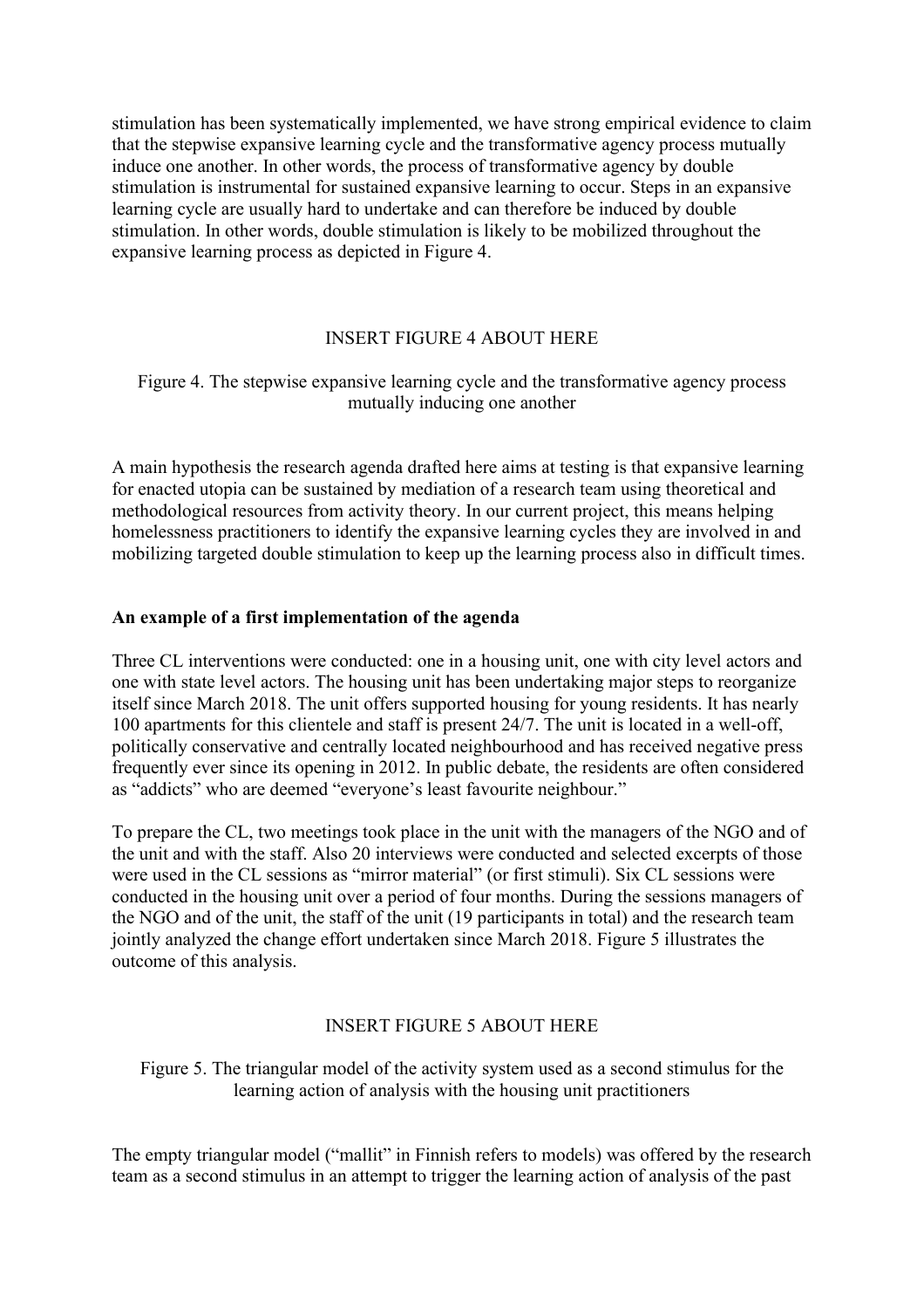stimulation has been systematically implemented, we have strong empirical evidence to claim that the stepwise expansive learning cycle and the transformative agency process mutually induce one another. In other words, the process of transformative agency by double stimulation is instrumental for sustained expansive learning to occur. Steps in an expansive learning cycle are usually hard to undertake and can therefore be induced by double stimulation. In other words, double stimulation is likely to be mobilized throughout the expansive learning process as depicted in Figure 4.

INSERT FIGURE 4 ABOUT HERE

Figure 4. The stepwise expansive learning cycle and the transformative agency process mutually inducing one another

A main hypothesis the research agenda drafted here aims at testing is that expansive learning for enacted utopia can be sustained by mediation of a research team using theoretical and methodological resources from activity theory. In our current project, this means helping homelessness practitioners to identify the expansive learning cycles they are involved in and mobilizing targeted double stimulation to keep up the learning process also in difficult times.

## An example of a first implementation of the agenda

Three CL interventions were conducted: one in a housing unit, one with city level actors and one with state level actors. The housing unit has been undertaking major steps to reorganize itself since March 2018. The unit offers supported housing for young residents. It has nearly 100 apartments for this clientele and staff is present 24/7. The unit is located in a well-off, politically conservative and centrally located neighbourhood and has received negative press frequently ever since its opening in 2012. In public debate, the residents are often considered as "addicts" who are deemed "everyone's least favourite neighbour."

To prepare the CL, two meetings took place in the unit with the managers of the NGO and of the unit and with the staff. Also 20 interviews were conducted and selected excerpts of those were used in the CL sessions as "mirror material" (or first stimuli). Six CL sessions were conducted in the housing unit over a period of four months. During the sessions managers of the NGO and of the unit, the staff of the unit (19 participants in total) and the research team jointly analyzed the change effort undertaken since March 2018. Figure 5 illustrates the outcome of this analysis.

INSERT FIGURE 5 ABOUT HERE

Figure 5. The triangular model of the activity system used as a second stimulus for the learning action of analysis with the housing unit practitioners

The empty triangular model ("mallit" in Finnish refers to models) was offered by the research team as a second stimulus in an attempt to trigger the learning action of analysis of the past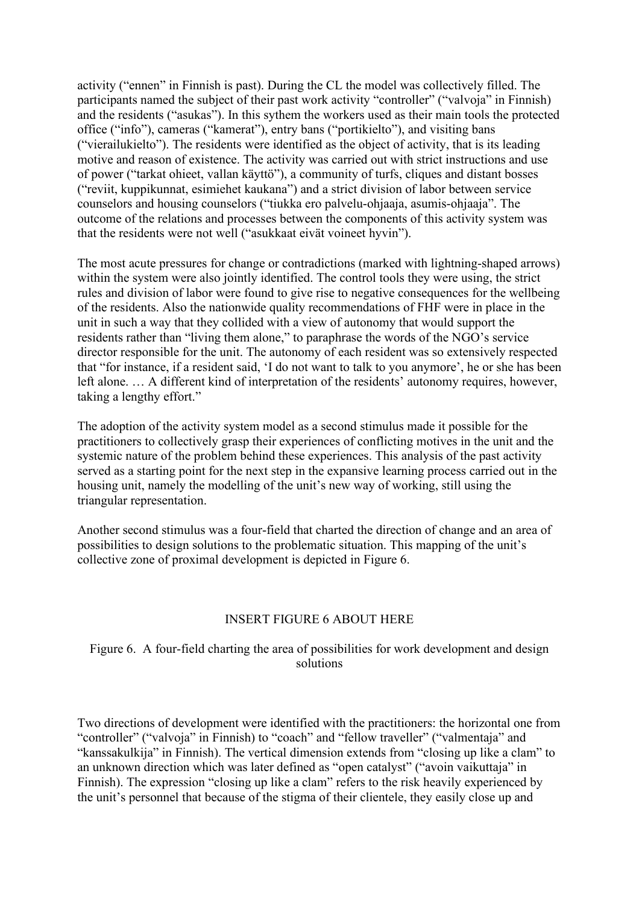activity ("ennen" in Finnish is past). During the CL the model was collectively filled. The participants named the subject of their past work activity "controller" ("valvoja" in Finnish) and the residents ("asukas"). In this sythem the workers used as their main tools the protected office ("info"), cameras ("kamerat"), entry bans ("portikielto"), and visiting bans ("vierailukielto"). The residents were identified as the object of activity, that is its leading motive and reason of existence. The activity was carried out with strict instructions and use of power ("tarkat ohieet, vallan käyttö"), a community of turfs, cliques and distant bosses ("reviit, kuppikunnat, esimiehet kaukana") and a strict division of labor between service counselors and housing counselors ("tiukka ero palvelu-ohjaaja, asumis-ohjaaja". The outcome of the relations and processes between the components of this activity system was that the residents were not well ("asukkaat eivät voineet hyvin").

The most acute pressures for change or contradictions (marked with lightning-shaped arrows) within the system were also jointly identified. The control tools they were using, the strict rules and division of labor were found to give rise to negative consequences for the wellbeing of the residents. Also the nationwide quality recommendations of FHF were in place in the unit in such a way that they collided with a view of autonomy that would support the residents rather than "living them alone," to paraphrase the words of the NGO's service director responsible for the unit. The autonomy of each resident was so extensively respected that "for instance, if a resident said, 'I do not want to talk to you anymore', he or she has been left alone. … A different kind of interpretation of the residents' autonomy requires, however, taking a lengthy effort."

The adoption of the activity system model as a second stimulus made it possible for the practitioners to collectively grasp their experiences of conflicting motives in the unit and the systemic nature of the problem behind these experiences. This analysis of the past activity served as a starting point for the next step in the expansive learning process carried out in the housing unit, namely the modelling of the unit's new way of working, still using the triangular representation.

Another second stimulus was a four-field that charted the direction of change and an area of possibilities to design solutions to the problematic situation. This mapping of the unit's collective zone of proximal development is depicted in Figure 6.

INSERT FIGURE 6 ABOUT HERE

Figure 6. A four-field charting the area of possibilities for work development and design solutions

Two directions of development were identified with the practitioners: the horizontal one from "controller" ("valvoja" in Finnish) to "coach" and "fellow traveller" ("valmentaja" and "kanssakulkija" in Finnish). The vertical dimension extends from "closing up like a clam" to an unknown direction which was later defined as "open catalyst" ("avoin vaikuttaja" in Finnish). The expression "closing up like a clam" refers to the risk heavily experienced by the unit's personnel that because of the stigma of their clientele, they easily close up and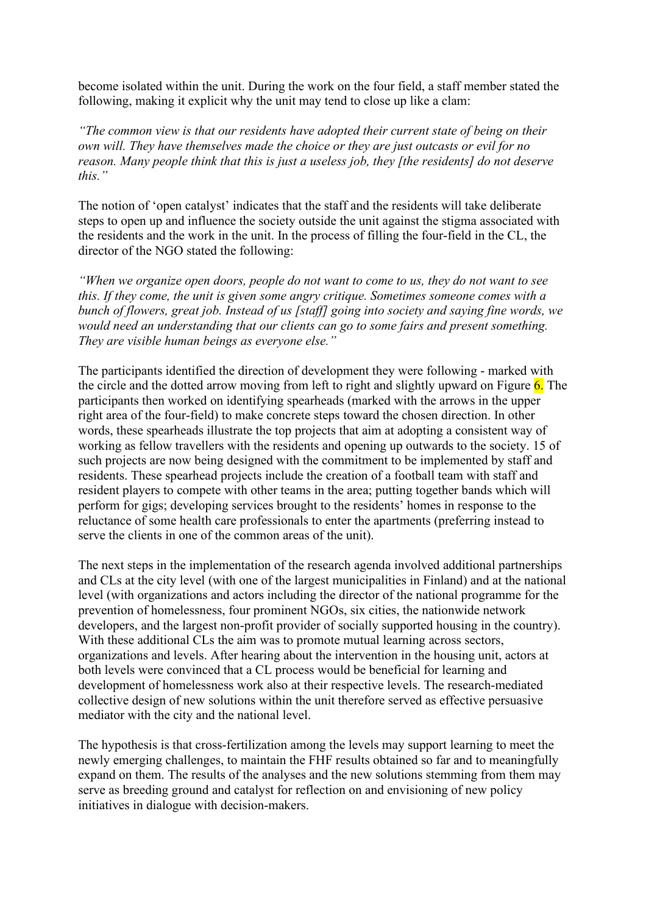become isolated within the unit. During the work on the four field, a staff member stated the following, making it explicit why the unit may tend to close up like a clam:

*"The common view is that our residents have adopted their current state of being on their own will. They have themselves made the choice or they are just outcasts or evil for no reason. Many people think that this is just a useless job, they [the residents] do not deserve this."*

The notion of 'open catalyst' indicates that the staff and the residents will take deliberate steps to open up and influence the society outside the unit against the stigma associated with the residents and the work in the unit. In the process of filling the four-field in the CL, the director of the NGO stated the following:

*"When we organize open doors, people do not want to come to us, they do not want to see this. If they come, the unit is given some angry critique. Sometimes someone comes with a bunch of flowers, great job. Instead of us [staff] going into society and saying fine words, we would need an understanding that our clients can go to some fairs and present something. They are visible human beings as everyone else."*

The participants identified the direction of development they were following - marked with the circle and the dotted arrow moving from left to right and slightly upward on Figure 6. The participants then worked on identifying spearheads (marked with the arrows in the upper right area of the four-field) to make concrete steps toward the chosen direction. In other words, these spearheads illustrate the top projects that aim at adopting a consistent way of working as fellow travellers with the residents and opening up outwards to the society. 15 of such projects are now being designed with the commitment to be implemented by staff and residents. These spearhead projects include the creation of a football team with staff and resident players to compete with other teams in the area; putting together bands which will perform for gigs; developing services brought to the residents' homes in response to the reluctance of some health care professionals to enter the apartments (preferring instead to serve the clients in one of the common areas of the unit).

The next steps in the implementation of the research agenda involved additional partnerships and CLs at the city level (with one of the largest municipalities in Finland) and at the national level (with organizations and actors including the director of the national programme for the prevention of homelessness, four prominent NGOs, six cities, the nationwide network developers, and the largest non-profit provider of socially supported housing in the country). With these additional CLs the aim was to promote mutual learning across sectors, organizations and levels. After hearing about the intervention in the housing unit, actors at both levels were convinced that a CL process would be beneficial for learning and development of homelessness work also at their respective levels. The research-mediated collective design of new solutions within the unit therefore served as effective persuasive mediator with the city and the national level.

The hypothesis is that cross-fertilization among the levels may support learning to meet the newly emerging challenges, to maintain the FHF results obtained so far and to meaningfully expand on them. The results of the analyses and the new solutions stemming from them may serve as breeding ground and catalyst for reflection on and envisioning of new policy initiatives in dialogue with decision-makers.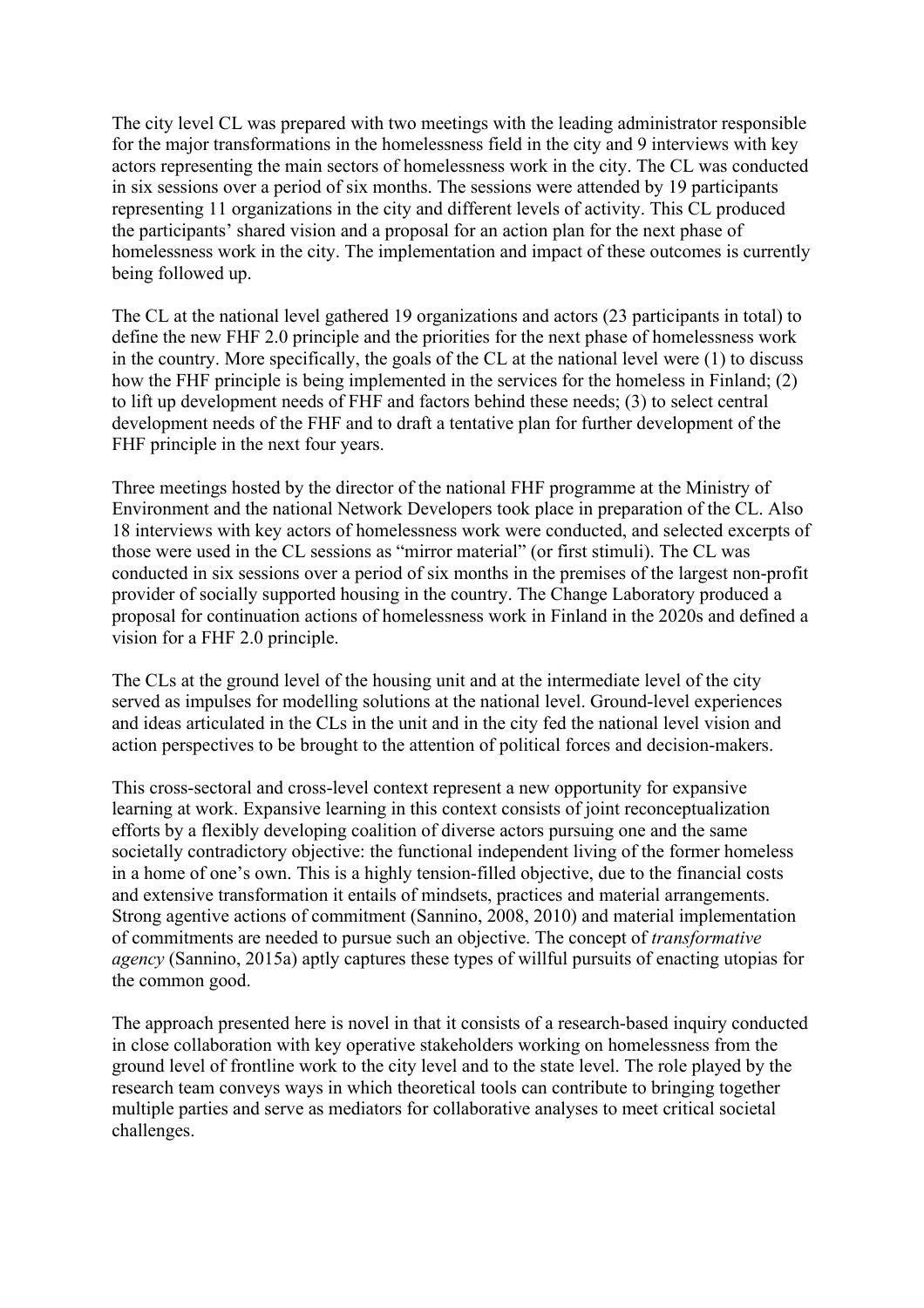The city level CL was prepared with two meetings with the leading administrator responsible for the major transformations in the homelessness field in the city and 9 interviews with key actors representing the main sectors of homelessness work in the city. The CL was conducted in six sessions over a period of six months. The sessions were attended by 19 participants representing 11 organizations in the city and different levels of activity. This CL produced the participants' shared vision and a proposal for an action plan for the next phase of homelessness work in the city. The implementation and impact of these outcomes is currently being followed up.

The CL at the national level gathered 19 organizations and actors (23 participants in total) to define the new FHF 2.0 principle and the priorities for the next phase of homelessness work in the country. More specifically, the goals of the CL at the national level were (1) to discuss how the FHF principle is being implemented in the services for the homeless in Finland; (2) to lift up development needs of FHF and factors behind these needs; (3) to select central development needs of the FHF and to draft a tentative plan for further development of the FHF principle in the next four years.

Three meetings hosted by the director of the national FHF programme at the Ministry of Environment and the national Network Developers took place in preparation of the CL. Also 18 interviews with key actors of homelessness work were conducted, and selected excerpts of those were used in the CL sessions as "mirror material" (or first stimuli). The CL was conducted in six sessions over a period of six months in the premises of the largest non-profit provider of socially supported housing in the country. The Change Laboratory produced a proposal for continuation actions of homelessness work in Finland in the 2020s and defined a vision for a FHF 2.0 principle.

The CLs at the ground level of the housing unit and at the intermediate level of the city served as impulses for modelling solutions at the national level. Ground-level experiences and ideas articulated in the CLs in the unit and in the city fed the national level vision and action perspectives to be brought to the attention of political forces and decision-makers.

This cross-sectoral and cross-level context represent a new opportunity for expansive learning at work. Expansive learning in this context consists of joint reconceptualization efforts by a flexibly developing coalition of diverse actors pursuing one and the same societally contradictory objective: the functional independent living of the former homeless in a home of one's own. This is a highly tension-filled objective, due to the financial costs and extensive transformation it entails of mindsets, practices and material arrangements. Strong agentive actions of commitment (Sannino, 2008, 2010) and material implementation of commitments are needed to pursue such an objective. The concept of *transformative agency* (Sannino, 2015a) aptly captures these types of willful pursuits of enacting utopias for the common good.

The approach presented here is novel in that it consists of a research-based inquiry conducted in close collaboration with key operative stakeholders working on homelessness from the ground level of frontline work to the city level and to the state level. The role played by the research team conveys ways in which theoretical tools can contribute to bringing together multiple parties and serve as mediators for collaborative analyses to meet critical societal challenges.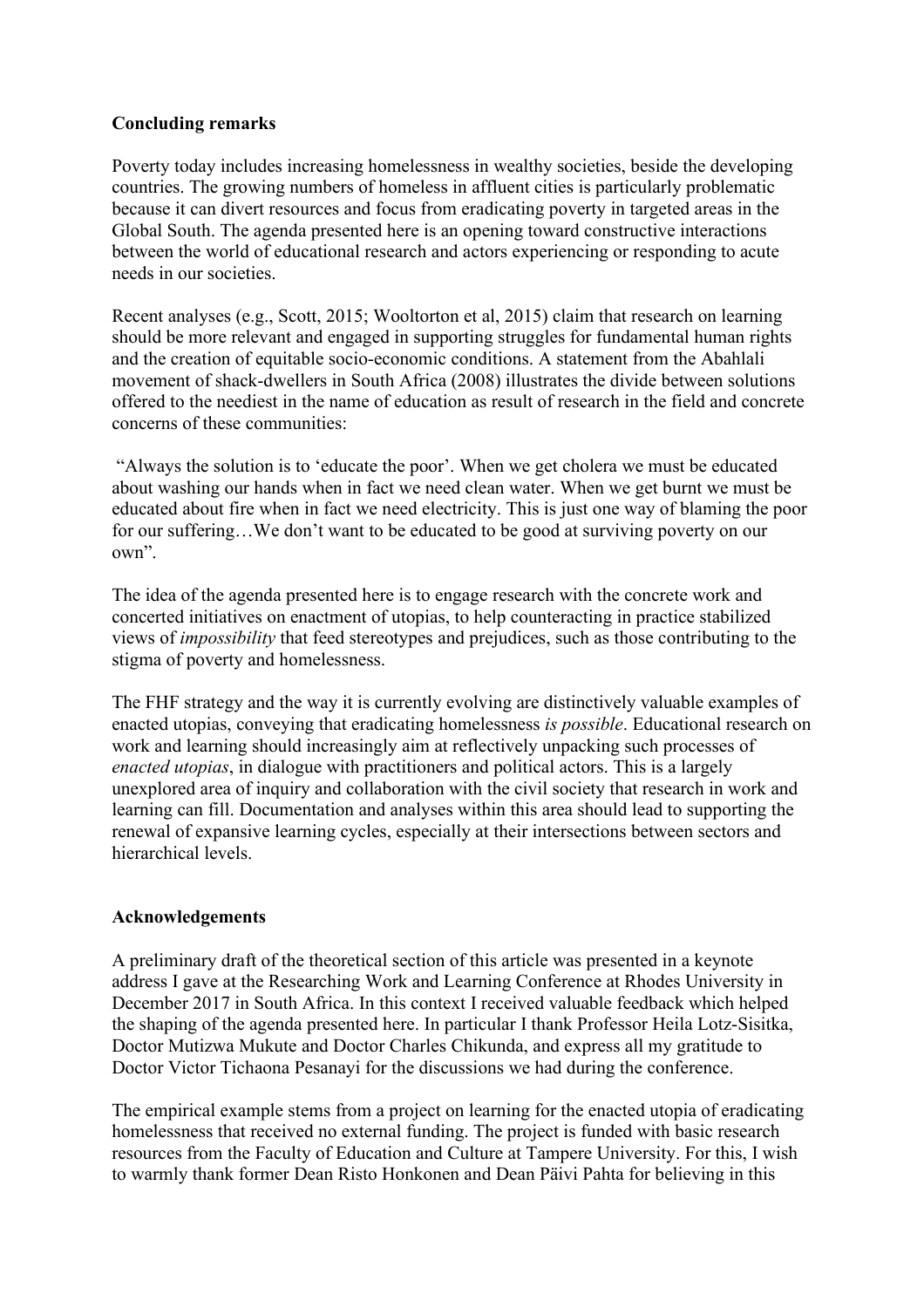## Concluding remarks

Poverty today includes increasing homelessness in wealthy societies, beside the developing countries. The growing numbers of homeless in affluent cities is particularly problematic because it can divert resources and focus from eradicating poverty in targeted areas in the Global South. The agenda presented here is an opening toward constructive interactions between the world of educational research and actors experiencing or responding to acute needs in our societies.

Recent analyses (e.g., Scott, 2015; Wooltorton et al, 2015) claim that research on learning should be more relevant and engaged in supporting struggles for fundamental human rights and the creation of equitable socio-economic conditions. A statement from the Abahlali movement of shack-dwellers in South Africa (2008) illustrates the divide between solutions offered to the neediest in the name of education as result of research in the field and concrete concerns of these communities:

"Always the solution is to 'educate the poor'. When we get cholera we must be educated about washing our hands when in fact we need clean water. When we get burnt we must be educated about fire when in fact we need electricity. This is just one way of blaming the poor for our suffering…We don't want to be educated to be good at surviving poverty on our own".

The idea of the agenda presented here is to engage research with the concrete work and concerted initiatives on enactment of utopias, to help counteracting in practice stabilized views of *impossibility* that feed stereotypes and prejudices, such as those contributing to the stigma of poverty and homelessness.

The FHF strategy and the way it is currently evolving are distinctively valuable examples of enacted utopias, conveying that eradicating homelessness *is possible*. Educational research on work and learning should increasingly aim at reflectively unpacking such processes of *enacted utopias*, in dialogue with practitioners and political actors. This is a largely unexplored area of inquiry and collaboration with the civil society that research in work and learning can fill. Documentation and analyses within this area should lead to supporting the renewal of expansive learning cycles, especially at their intersections between sectors and hierarchical levels.

## Acknowledgements

A preliminary draft of the theoretical section of this article was presented in a keynote address I gave at the Researching Work and Learning Conference at Rhodes University in December 2017 in South Africa. In this context I received valuable feedback which helped the shaping of the agenda presented here. In particular I thank Professor Heila Lotz-Sisitka, Doctor Mutizwa Mukute and Doctor Charles Chikunda, and express all my gratitude to Doctor Victor Tichaona Pesanayi for the discussions we had during the conference.

The empirical example stems from a project on learning for the enacted utopia of eradicating homelessness that received no external funding. The project is funded with basic research resources from the Faculty of Education and Culture at Tampere University. For this, I wish to warmly thank former Dean Risto Honkonen and Dean Päivi Pahta for believing in this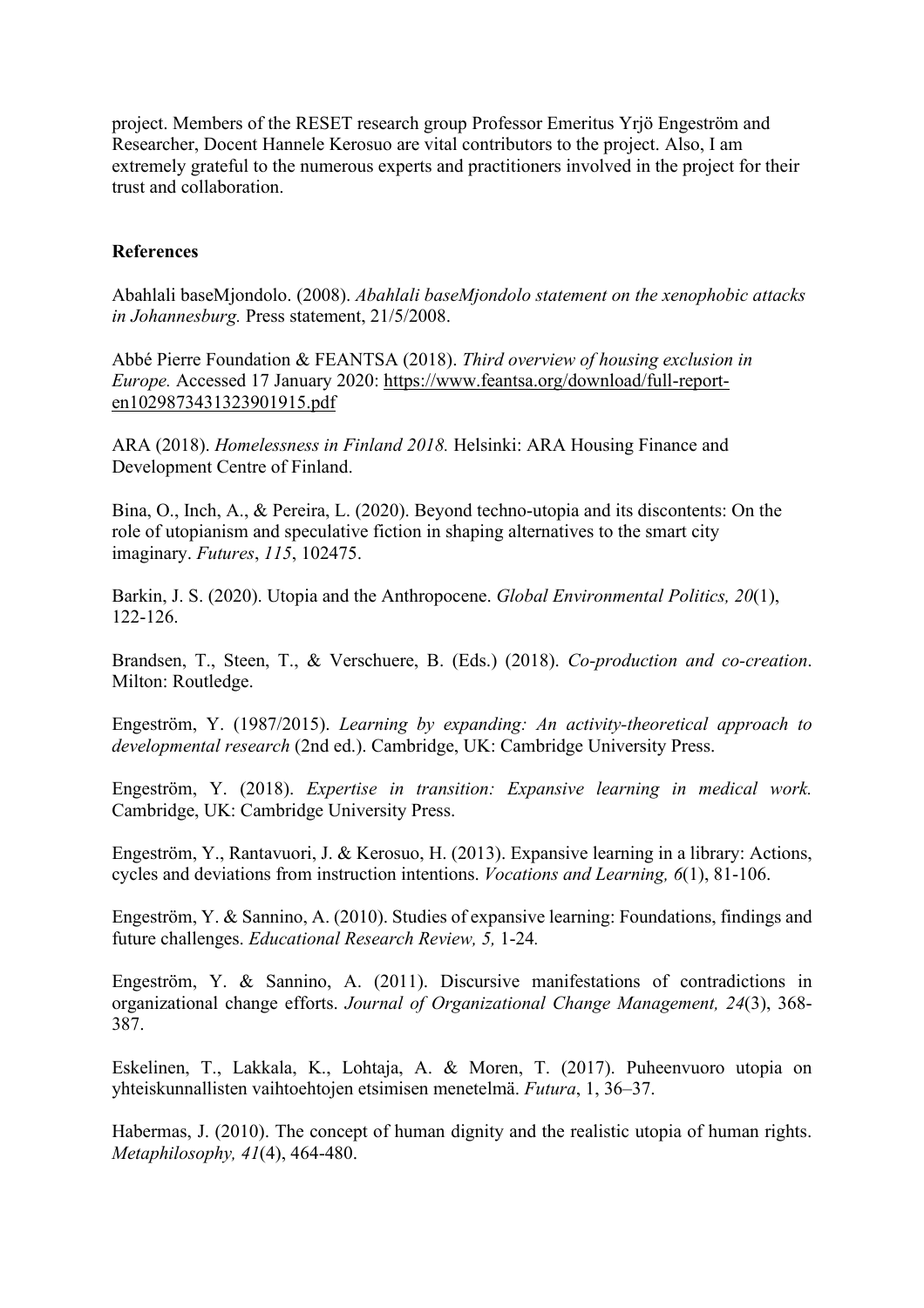project. Members of the RESET research group Professor Emeritus Yrjö Engeström and Researcher, Docent Hannele Kerosuo are vital contributors to the project. Also, I am extremely grateful to the numerous experts and practitioners involved in the project for their trust and collaboration.

## References

Abahlali baseMjondolo. (2008). *Abahlali baseMjondolo statement on the xenophobic attacks in Johannesburg.* Press statement, 21/5/2008.

Abbé Pierre Foundation & FEANTSA (2018). *Third overview of housing exclusion in Europe.* Accessed 17 January 2020: https://www.feantsa.org/download/full-report-en1029873431323901915.pdf

ARA (2018). *Homelessness in Finland 2018.* Helsinki: ARA Housing Finance and Development Centre of Finland.

Bina, O., Inch, A., & Pereira, L. (2020). Beyond techno-utopia and its discontents: On the role of utopianism and speculative fiction in shaping alternatives to the smart city imaginary. *Futures*, *115*, 102475.

Barkin, J. S. (2020). Utopia and the Anthropocene. *Global Environmental Politics, 20*(1), 122-126.

Brandsen, T., Steen, T., & Verschuere, B. (Eds.) (2018). *Co-production and co-creation*. Milton: Routledge.

Engeström, Y. (1987/2015). *Learning by expanding: An activity-theoretical approach to developmental research* (2nd ed.). Cambridge, UK: Cambridge University Press.

Engeström, Y. (2018). *Expertise in transition: Expansive learning in medical work.* Cambridge, UK: Cambridge University Press.

Engeström, Y., Rantavuori, J. & Kerosuo, H. (2013). Expansive learning in a library: Actions, cycles and deviations from instruction intentions. *Vocations and Learning, 6*(1), 81-106.

Engeström, Y. & Sannino, A. (2010). Studies of expansive learning: Foundations, findings and future challenges. *Educational Research Review, 5,* 1-24*.*

Engeström, Y. & Sannino, A. (2011). Discursive manifestations of contradictions in organizational change efforts. *Journal of Organizational Change Management, 24*(3), 368-387.

Eskelinen, T., Lakkala, K., Lohtaja, A. & Moren, T. (2017). Puheenvuoro utopia on yhteiskunnallisten vaihtoehtojen etsimisen menetelmä. *Futura*, 1, 36–37.

Habermas, J. (2010). The concept of human dignity and the realistic utopia of human rights. *Metaphilosophy, 41*(4), 464-480.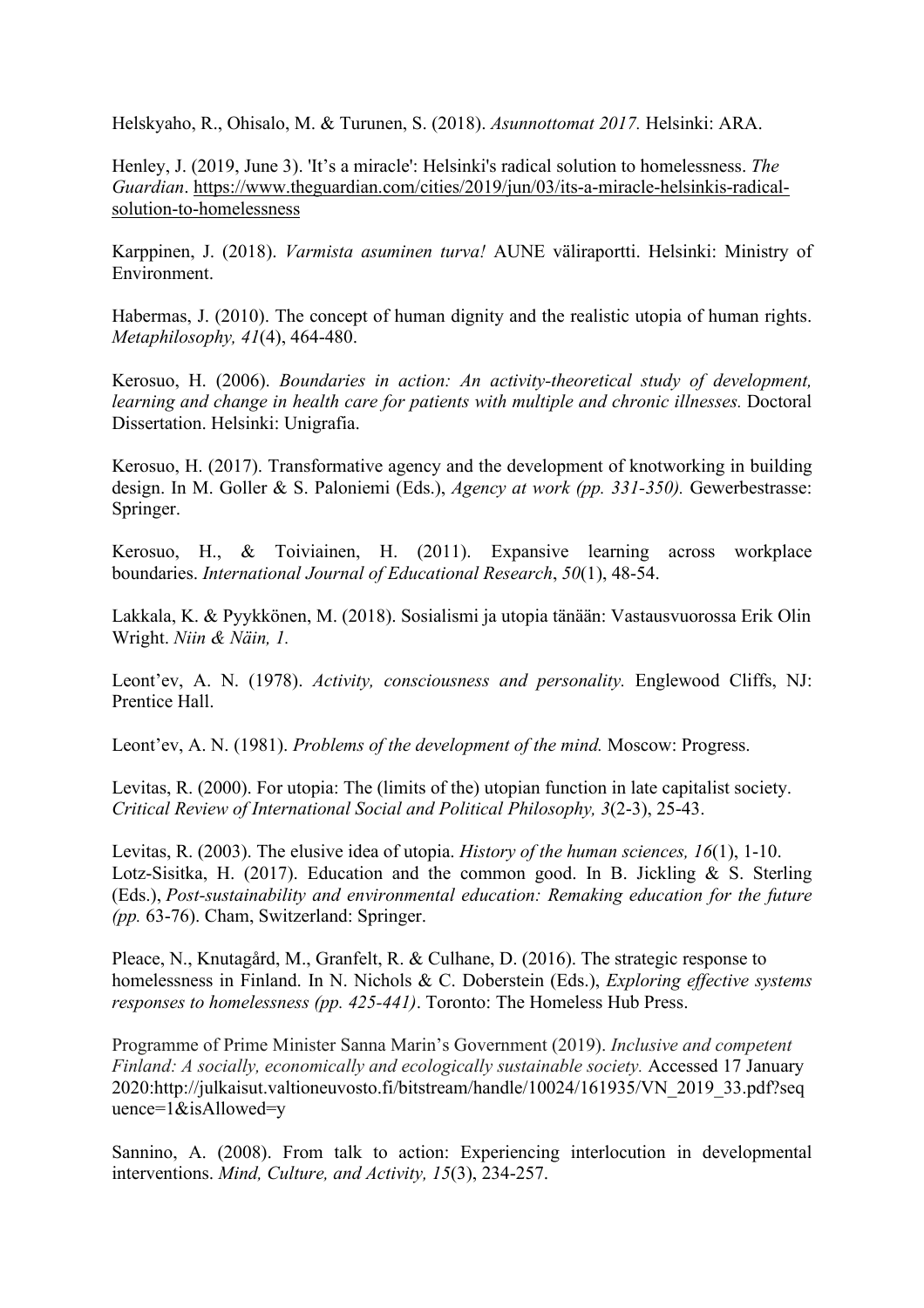Helskyaho, R., Ohisalo, M. & Turunen, S. (2018). *Asunnottomat 2017.* Helsinki: ARA.

Henley, J. (2019, June 3). 'It's a miracle': Helsinki's radical solution to homelessness. *The Guardian*. https://www.theguardian.com/cities/2019/jun/03/its-a-miracle-helsinkis-radical-solution-to-homelessness

Karppinen, J. (2018). *Varmista asuminen turva!* AUNE väliraportti. Helsinki: Ministry of Environment.

Habermas, J. (2010). The concept of human dignity and the realistic utopia of human rights. *Metaphilosophy, 41*(4), 464-480.

Kerosuo, H. (2006). *Boundaries in action: An activity-theoretical study of development, learning and change in health care for patients with multiple and chronic illnesses.* Doctoral Dissertation. Helsinki: Unigrafia.

Kerosuo, H. (2017). Transformative agency and the development of knotworking in building design. In M. Goller & S. Paloniemi (Eds.), *Agency at work (pp. 331-350).* Gewerbestrasse: Springer.

Kerosuo, H., & Toiviainen, H. (2011). Expansive learning across workplace boundaries. *International Journal of Educational Research*, *50*(1), 48-54.

Lakkala, K. & Pyykkönen, M. (2018). Sosialismi ja utopia tänään: Vastausvuorossa Erik Olin Wright. *Niin & Näin, 1.*

Leont'ev, A. N. (1978). *Activity, consciousness and personality.* Englewood Cliffs, NJ: Prentice Hall.

Leont'ev, A. N. (1981). *Problems of the development of the mind.* Moscow: Progress.

Levitas, R. (2000). For utopia: The (limits of the) utopian function in late capitalist society. *Critical Review of International Social and Political Philosophy, 3*(2-3), 25-43.

Levitas, R. (2003). The elusive idea of utopia. *History of the human sciences, 16*(1), 1-10.

Lotz-Sisitka, H. (2017). Education and the common good. In B. Jickling & S. Sterling (Eds.), *Post-sustainability and environmental education: Remaking education for the future (pp.* 63-76). Cham, Switzerland: Springer.

Pleace, N., Knutagård, M., Granfelt, R. & Culhane, D. (2016). The strategic response to homelessness in Finland. In N. Nichols & C. Doberstein (Eds.), *Exploring effective systems responses to homelessness (pp. 425-441)*. Toronto: The Homeless Hub Press.

Programme of Prime Minister Sanna Marin's Government (2019). *Inclusive and competent Finland: A socially, economically and ecologically sustainable society.* Accessed 17 January 2020:http://julkaisut.valtioneuvosto.fi/bitstream/handle/10024/161935/VN_2019_33.pdf?sequence=1&isAllowed=y

Sannino, A. (2008). From talk to action: Experiencing interlocution in developmental interventions. *Mind, Culture, and Activity, 15*(3), 234-257.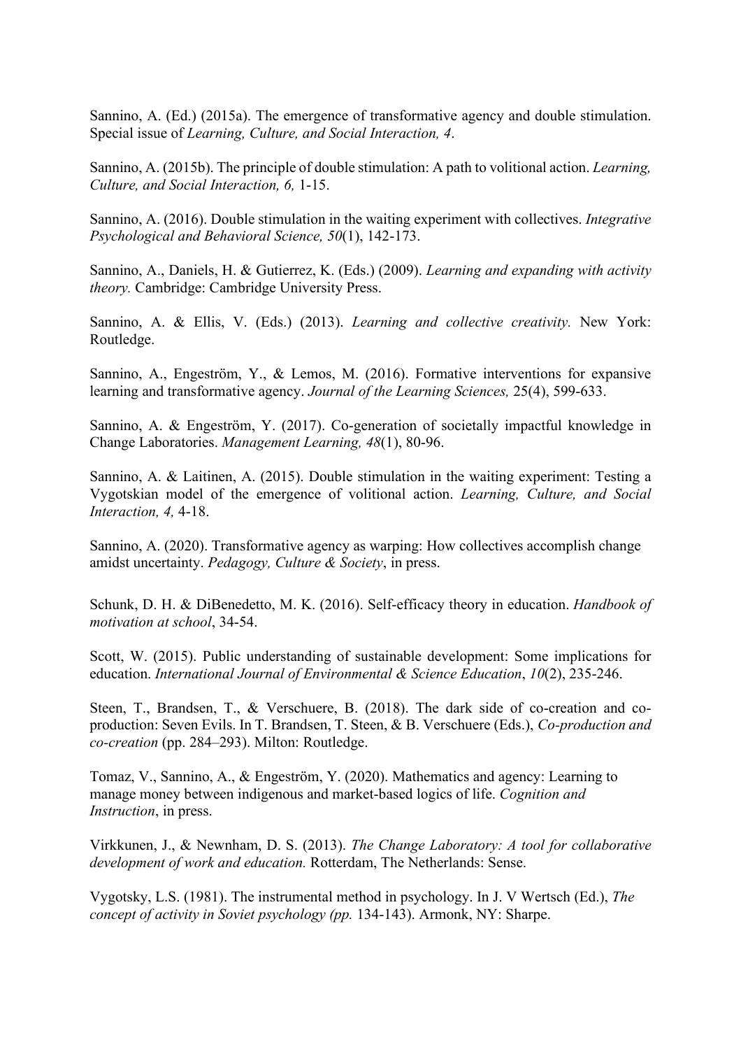Sannino, A. (Ed.) (2015a). The emergence of transformative agency and double stimulation. Special issue of *Learning, Culture, and Social Interaction, 4*.

Sannino, A. (2015b). The principle of double stimulation: A path to volitional action. *Learning, Culture, and Social Interaction, 6,* 1-15.

Sannino, A. (2016). Double stimulation in the waiting experiment with collectives. *Integrative Psychological and Behavioral Science, 50*(1), 142-173.

Sannino, A., Daniels, H. & Gutierrez, K. (Eds.) (2009). *Learning and expanding with activity theory.* Cambridge: Cambridge University Press.

Sannino, A. & Ellis, V. (Eds.) (2013). *Learning and collective creativity.* New York: Routledge.

Sannino, A., Engeström, Y., & Lemos, M. (2016). Formative interventions for expansive learning and transformative agency. *Journal of the Learning Sciences,* 25(4), 599-633.

Sannino, A. & Engeström, Y. (2017). Co-generation of societally impactful knowledge in Change Laboratories. *Management Learning, 48*(1), 80-96.

Sannino, A. & Laitinen, A. (2015). Double stimulation in the waiting experiment: Testing a Vygotskian model of the emergence of volitional action. *Learning, Culture, and Social Interaction, 4,* 4-18.

Sannino, A. (2020). Transformative agency as warping: How collectives accomplish change amidst uncertainty. *Pedagogy, Culture & Society*, in press.

Schunk, D. H. & DiBenedetto, M. K. (2016). Self-efficacy theory in education. *Handbook of motivation at school*, 34-54.

Scott, W. (2015). Public understanding of sustainable development: Some implications for education. *International Journal of Environmental & Science Education*, *10*(2), 235-246.

Steen, T., Brandsen, T., & Verschuere, B. (2018). The dark side of co-creation and co-production: Seven Evils. In T. Brandsen, T. Steen, & B. Verschuere (Eds.), *Co-production and co-creation* (pp. 284–293). Milton: Routledge.

Tomaz, V., Sannino, A., & Engeström, Y. (2020). Mathematics and agency: Learning to manage money between indigenous and market-based logics of life. *Cognition and Instruction*, in press.

Virkkunen, J., & Newnham, D. S. (2013). *The Change Laboratory: A tool for collaborative development of work and education.* Rotterdam, The Netherlands: Sense.

Vygotsky, L.S. (1981). The instrumental method in psychology. In J. V Wertsch (Ed.), *The concept of activity in Soviet psychology (pp.* 134-143). Armonk, NY: Sharpe.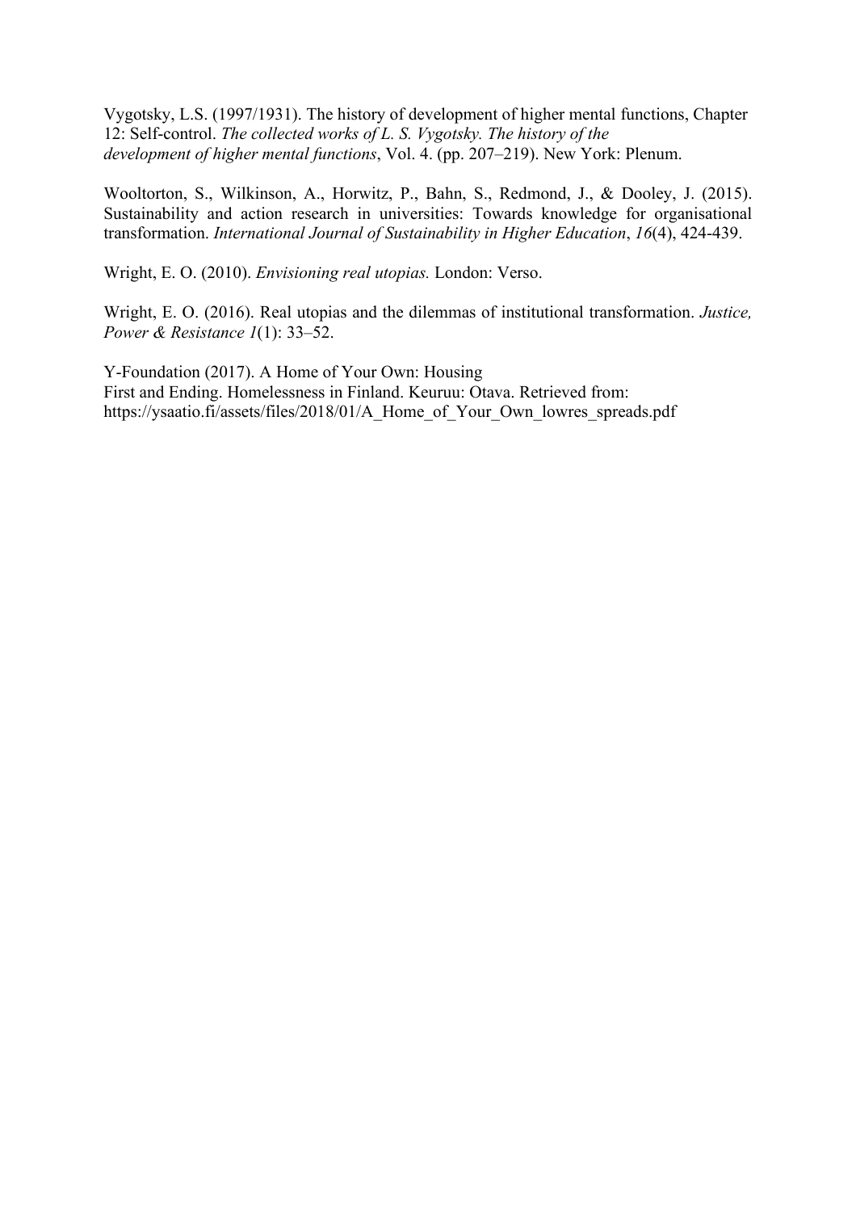Vygotsky, L.S. (1997/1931). The history of development of higher mental functions, Chapter 12: Self-control. *The collected works of L. S. Vygotsky. The history of the development of higher mental functions*, Vol. 4. (pp. 207–219). New York: Plenum.

Wooltorton, S., Wilkinson, A., Horwitz, P., Bahn, S., Redmond, J., & Dooley, J. (2015). Sustainability and action research in universities: Towards knowledge for organisational transformation. *International Journal of Sustainability in Higher Education*, *16*(4), 424-439.

Wright, E. O. (2010). *Envisioning real utopias.* London: Verso.

Wright, E. O. (2016). Real utopias and the dilemmas of institutional transformation. *Justice, Power & Resistance 1*(1): 33–52.

Y-Foundation (2017). A Home of Your Own: Housing First and Ending. Homelessness in Finland. Keuruu: Otava. Retrieved from: https://ysaatio.fi/assets/files/2018/01/A_Home_of_Your_Own_lowres_spreads.pdf